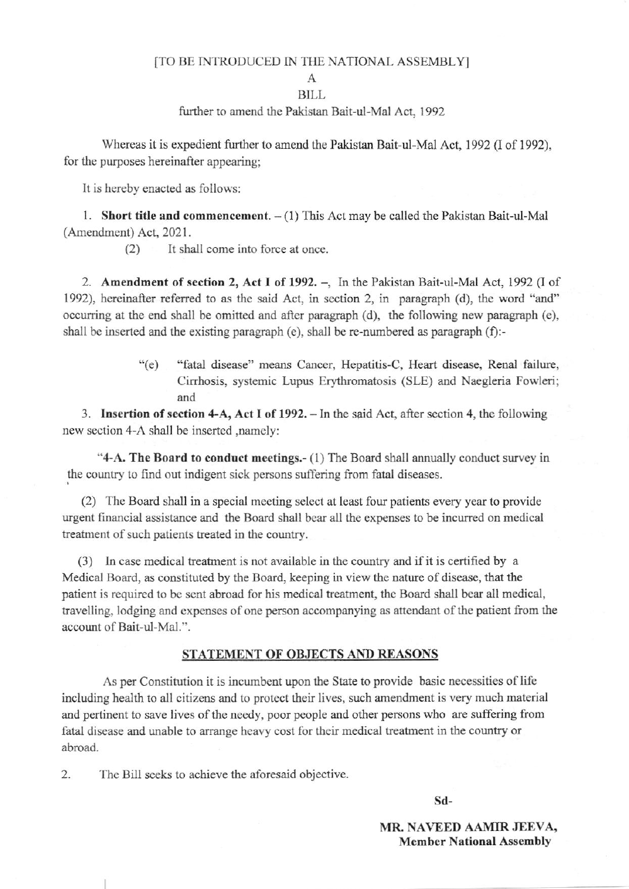[TO BE INTRODUCED IN THE NATIONAL ASSEMBLY]

A

BILL

further to amend the Pakistan Bait-ul-Mal Act, 1992

Whereas it is expedient further to amend the Pakistan Bait-ul-Mal Act, 1992 (I of 1992), for the purposes hereinafter appearing;

It is hereby enacted as follows:

1. **Short title and commencement.** – (1) This Act may be called the Pakistan Bait-ul-Mal (Amendment) Act, 2021.

   (2) It shall come into force at once.

2. **Amendment of section 2, Act I of 1992.** –, In the Pakistan Bait-ul-Mal Act, 1992 (I of 1992), hereinafter referred to as the said Act, in section 2, in paragraph (d), the word "and" occurring at the end shall be omitted and after paragraph (d), the following new paragraph (e), shall be inserted and the existing paragraph (e), shall be re-numbered as paragraph (f):-

   > "(e) "fatal disease" means Cancer, Hepatitis-C, Heart disease, Renal failure, Cirrhosis, systemic Lupus Erythromatosis (SLE) and Naegleria Fowleri; and

3. **Insertion of section 4-A, Act I of 1992.** – In the said Act, after section 4, the following new section 4-A shall be inserted ,namely:

"**4-A. The Board to conduct meetings.**- (1) The Board shall annually conduct survey in the country to find out indigent sick persons suffering from fatal diseases.

(2) The Board shall in a special meeting select at least four patients every year to provide urgent financial assistance and the Board shall bear all the expenses to be incurred on medical treatment of such patients treated in the country.

(3) In case medical treatment is not available in the country and if it is certified by a Medical Board, as constituted by the Board, keeping in view the nature of disease, that the patient is required to be sent abroad for his medical treatment, the Board shall bear all medical, travelling, lodging and expenses of one person accompanying as attendant of the patient from the account of Bait-ul-Mal.".

## STATEMENT OF OBJECTS AND REASONS

As per Constitution it is incumbent upon the State to provide basic necessities of life including health to all citizens and to protect their lives, such amendment is very much material and pertinent to save lives of the needy, poor people and other persons who are suffering from fatal disease and unable to arrange heavy cost for their medical treatment in the country or abroad.

2. The Bill seeks to achieve the aforesaid objective.

Sd-

**MR. NAVEED AAMIR JEEVA,**
**Member National Assembly**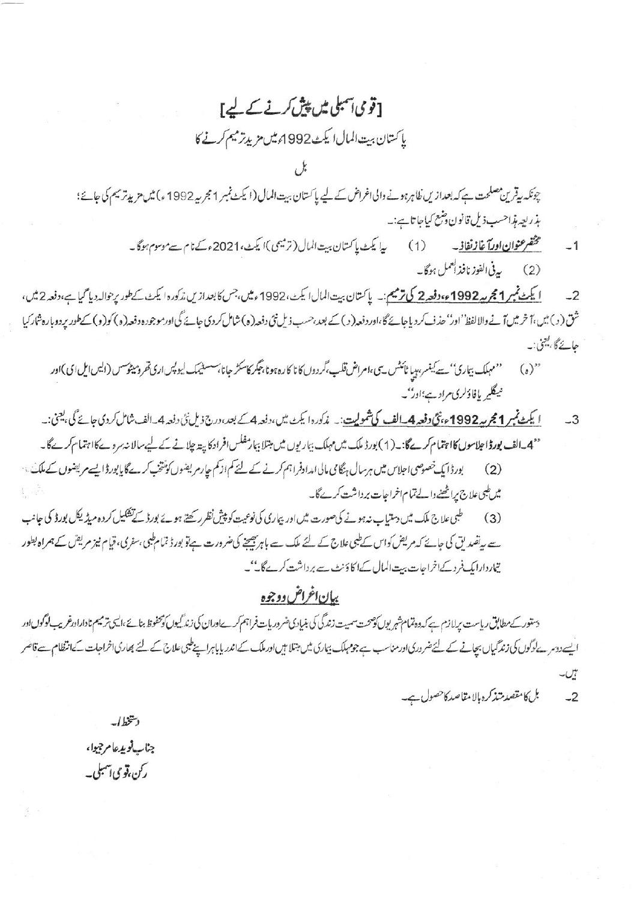# [قومی اسمبلی میں پیش کرنے کے لیے]

## پاکستان بیت المال ایکٹ 1992ء میں مزید ترمیم کرنے کا

## بل

چونکہ یہ قرین مصلحت ہے کہ بعد ازیں ظاہر ہونے والی اغراض کے لیے پاکستان بیت المال (ایکٹ نمبر 1 مجریہ 1992ء) میں مزید ترمیم کی جائے؛

بذریعہ ہذا حسب ذیل قانون وضع کیا جاتا ہے:۔

1۔ **مختصر عنوان اور آغاز نفاذ**۔ (1) یہ ایکٹ پاکستان بیت المال (ترمیمی) ایکٹ، 2021ء کے نام سے موسوم ہوگا۔

(2) یہ فی الفور نافذ العمل ہوگا۔

2۔ **ایکٹ نمبر 1 مجریہ 1992ء، دفعہ 2 کی ترمیم**:۔ پاکستان بیت المال ایکٹ، 1992ء میں، جس کا بعد ازیں مذکورہ ایکٹ کے طور پر حوالہ دیا گیا ہے، دفعہ 2 میں، شق (د) میں، آخر میں آنے والا لفظ "اور" حذف کر دیا جائے گا، اور دفعہ (د) کے بعد، حسب ذیل نئی دفعہ (ہ) شامل کر دی جائے گی اور موجودہ دفعہ (ہ) کو (و) کے طور پر دوبارہ شمار کیا جائے گا، یعنی:۔

"(ہ) "مہلک بیماری" سے کینسر، ہیپاٹائٹس سی، امراض قلب، گردوں کا ناکارہ ہونا، جگر کا سکڑ جانا، سسٹیمک لیوپس اری تھرومیٹوسس (ایس ایل ای) اور نیگلیریا فاؤلری مراد ہے؛ اور"۔

3۔ **ایکٹ نمبر 1 مجریہ 1992ء، نئی دفعہ 4۔الف کی شمولیت**:۔ مذکورہ ایکٹ میں، دفعہ 4 کے بعد، درج ذیل نئی دفعہ 4۔الف شامل کر دی جائے گی، یعنی:۔

"4۔الف **بورڈ اجلاسوں کا اہتمام کرے گا**:۔(1) بورڈ ملک میں مہلک بیماریوں میں مبتلا بیمار مفلس افراد کا پتہ چلانے کے لیے سالانہ سروے کا اہتمام کرے گا۔

(2) بورڈ ایک خصوصی اجلاس میں ہر سال ہنگامی مالی امداد فراہم کرنے کے لئے کم از کم چار مریضوں کو منتخب کرے گا یا بورڈ ایسے مریضوں کے ملک میں طبی علاج پر اٹھنے والے تمام اخراجات برداشت کرے گا۔

(3) طبی علاج ملک میں دستیاب نہ ہونے کی صورت میں اور بیماری کی نوعیت کو پیش نظر رکھتے ہوئے بورڈ کے تشکیل کردہ میڈیکل بورڈ کی جانب سے یہ تصدیق کی جائے کہ مریض کو اس کے طبی علاج کے لئے ملک سے باہر بھیجنے کی ضرورت ہے تو بورڈ تمام طبی، سفری، قیام نیز مریض کے ہمراہ بطور تیماردار ایک فرد کے اخراجات بیت المال کے اکاؤنٹ سے برداشت کرے گا"۔

## بیان اغراض و وجوہ

دستور کے مطابق ریاست پر لازم ہے کہ وہ تمام شہریوں کو صحت سمیت زندگی کی بنیادی ضروریات فراہم کرے اور ان کی زندگیوں کو محفوظ بنائے۔ ایسی ترمیم نادار اور غریب لوگوں اور ایسے دوسرے لوگوں کی زندگیاں بچانے کے لئے ضروری اور مناسب ہے جو مہلک بیماری میں مبتلا ہیں اور ملک کے اندر یا باہر اپنے طبی علاج کے لئے بھاری اخراجات کے انتظام سے قاصر ہیں۔

2۔ بل کا مقصد متذکرہ بالا مقاصد کا حصول ہے۔

دستخط/۔

جناب نوید عامر جیوا،

رکن، قومی اسمبلی۔